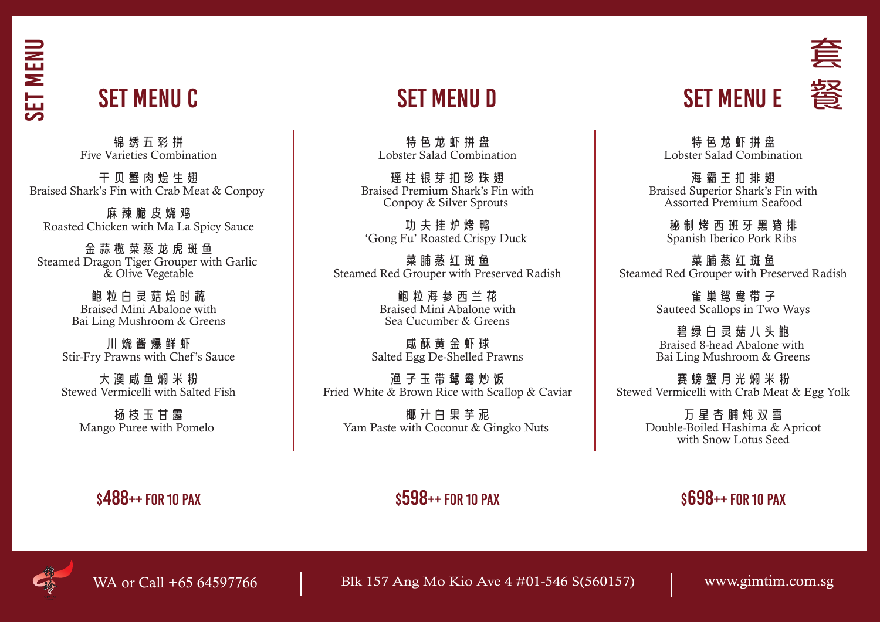# SET MENU

套餐

## SET MENU C

锦绣五彩拼
Five Varieties Combination

干贝蟹肉烩生翅
Braised Shark's Fin with Crab Meat & Conpoy

麻辣脆皮烧鸡
Roasted Chicken with Ma La Spicy Sauce

金蒜榄菜蒸龙虎斑鱼
Steamed Dragon Tiger Grouper with Garlic & Olive Vegetable

鲍粒白灵菇烩时蔬
Braised Mini Abalone with Bai Ling Mushroom & Greens

川烧酱爆鲜虾
Stir-Fry Prawns with Chef's Sauce

大澳咸鱼焖米粉
Stewed Vermicelli with Salted Fish

杨枝玉甘露
Mango Puree with Pomelo

**$488++ FOR 10 PAX**

## SET MENU D

特色龙虾拼盘
Lobster Salad Combination

瑶柱银芽扣珍珠翅
Braised Premium Shark's Fin with Conpoy & Silver Sprouts

功夫挂炉烤鸭
'Gong Fu' Roasted Crispy Duck

菜脯蒸红斑鱼
Steamed Red Grouper with Preserved Radish

鲍粒海参西兰花
Braised Mini Abalone with Sea Cucumber & Greens

咸酥黄金虾球
Salted Egg De-Shelled Prawns

渔子玉带鸳鸯炒饭
Fried White & Brown Rice with Scallop & Caviar

椰汁白果芋泥
Yam Paste with Coconut & Gingko Nuts

**$598++ FOR 10 PAX**

## SET MENU E

特色龙虾拼盘
Lobster Salad Combination

海霸王扣排翅
Braised Superior Shark's Fin with Assorted Premium Seafood

秘制烤西班牙黑猪排
Spanish Iberico Pork Ribs

菜脯蒸红斑鱼
Steamed Red Grouper with Preserved Radish

雀巢鸳鸯带子
Sauteed Scallops in Two Ways

碧绿白灵菇八头鲍
Braised 8-head Abalone with Bai Ling Mushroom & Greens

赛螃蟹月光焖米粉
Stewed Vermicelli with Crab Meat & Egg Yolk

万星杏脯炖双雪
Double-Boiled Hashima & Apricot with Snow Lotus Seed

**$698++ FOR 10 PAX**

WA or Call +65 64597766 | Blk 157 Ang Mo Kio Ave 4 #01-546 S(560157) | www.gimtim.com.sg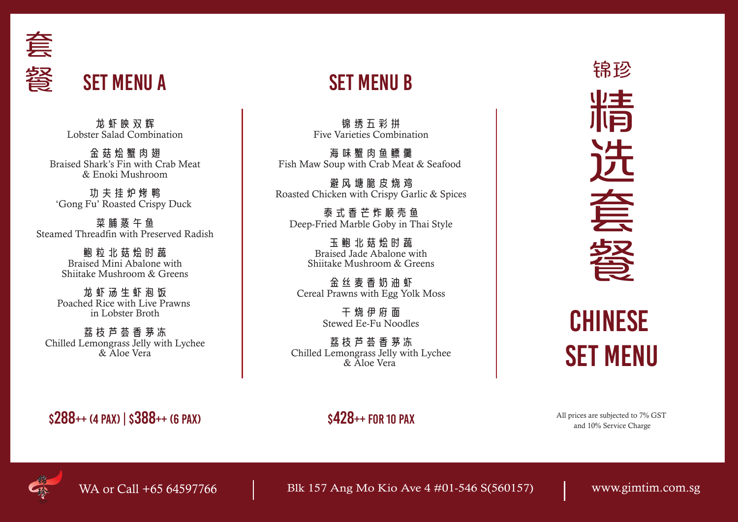套餐

## SET MENU A

龙虾映双辉
Lobster Salad Combination

金菇烩蟹肉翅
Braised Shark's Fin with Crab Meat & Enoki Mushroom

功夫挂炉烤鸭
'Gong Fu' Roasted Crispy Duck

菜脯蒸午鱼
Steamed Threadfin with Preserved Radish

鲍粒北菇烩时蔬
Braised Mini Abalone with Shiitake Mushroom & Greens

龙虾汤生虾泡饭
Poached Rice with Live Prawns in Lobster Broth

荔枝芦荟香茅冻
Chilled Lemongrass Jelly with Lychee & Aloe Vera

**$288++ (4 PAX) | $388++ (6 PAX)**

## SET MENU B

锦绣五彩拼
Five Varieties Combination

海味蟹肉鱼鳔羹
Fish Maw Soup with Crab Meat & Seafood

避风塘脆皮烧鸡
Roasted Chicken with Crispy Garlic & Spices

泰式香芒炸顺壳鱼
Deep-Fried Marble Goby in Thai Style

玉鲍北菇烩时蔬
Braised Jade Abalone with Shiitake Mushroom & Greens

金丝麦香奶油虾
Cereal Prawns with Egg Yolk Moss

干烧伊府面
Stewed Ee-Fu Noodles

荔枝芦荟香茅冻
Chilled Lemongrass Jelly with Lychee & Aloe Vera

**$428++ FOR 10 PAX**

锦珍

# 精选套餐

# CHINESE SET MENU

All prices are subjected to 7% GST and 10% Service Charge

WA or Call +65 64597766 | Blk 157 Ang Mo Kio Ave 4 #01-546 S(560157) | www.gimtim.com.sg